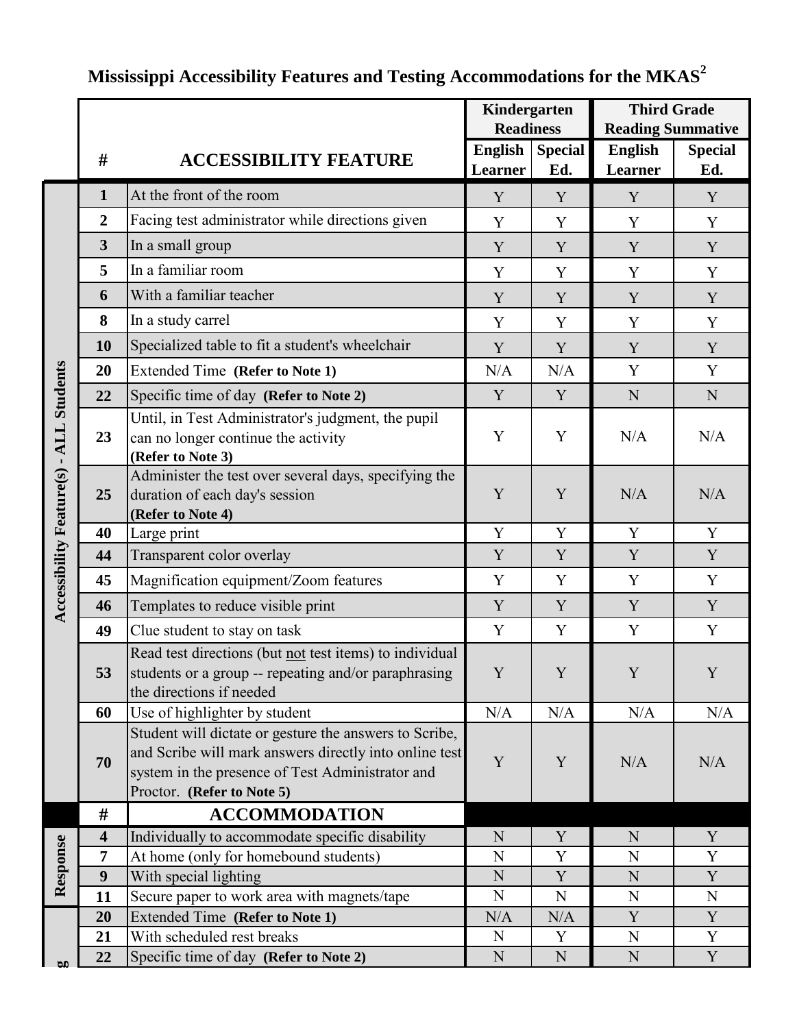# Mississippi Accessibility Features and Testing Accommodations for the MKAS[2]

| | # | ACCESSIBILITY FEATURE | Kindergarten Readiness | | Third Grade Reading Summative | |
|---|---|---|---|---|---|---|
| | | | English Learner | Special Ed. | English Learner | Special Ed. |
| Accessibility Feature(s) - ALL Students | 1 | At the front of the room | Y | Y | Y | Y |
| | 2 | Facing test administrator while directions given | Y | Y | Y | Y |
| | 3 | In a small group | Y | Y | Y | Y |
| | 5 | In a familiar room | Y | Y | Y | Y |
| | 6 | With a familiar teacher | Y | Y | Y | Y |
| | 8 | In a study carrel | Y | Y | Y | Y |
| | 10 | Specialized table to fit a student's wheelchair | Y | Y | Y | Y |
| | 20 | Extended Time **(Refer to Note 1)** | N/A | N/A | Y | Y |
| | 22 | Specific time of day **(Refer to Note 2)** | Y | Y | N | N |
| | 23 | Until, in Test Administrator's judgment, the pupil can no longer continue the activity **(Refer to Note 3)** | Y | Y | N/A | N/A |
| | 25 | Administer the test over several days, specifying the duration of each day's session **(Refer to Note 4)** | Y | Y | N/A | N/A |
| | 40 | Large print | Y | Y | Y | Y |
| | 44 | Transparent color overlay | Y | Y | Y | Y |
| | 45 | Magnification equipment/Zoom features | Y | Y | Y | Y |
| | 46 | Templates to reduce visible print | Y | Y | Y | Y |
| | 49 | Clue student to stay on task | Y | Y | Y | Y |
| | 53 | Read test directions (but not test items) to individual students or a group -- repeating and/or paraphrasing the directions if needed | Y | Y | Y | Y |
| | 60 | Use of highlighter by student | N/A | N/A | N/A | N/A |
| | 70 | Student will dictate or gesture the answers to Scribe, and Scribe will mark answers directly into online test system in the presence of Test Administrator and Proctor. **(Refer to Note 5)** | Y | Y | N/A | N/A |
| | **#** | **ACCOMMODATION** | | | | |
| Response | 4 | Individually to accommodate specific disability | N | Y | N | Y |
| | 7 | At home (only for homebound students) | N | Y | N | Y |
| | 9 | With special lighting | N | Y | N | Y |
| | 11 | Secure paper to work area with magnets/tape | N | N | N | N |
| | 20 | Extended Time **(Refer to Note 1)** | N/A | N/A | Y | Y |
| | 21 | With scheduled rest breaks | N | Y | N | Y |
| | 22 | Specific time of day **(Refer to Note 2)** | N | N | N | Y |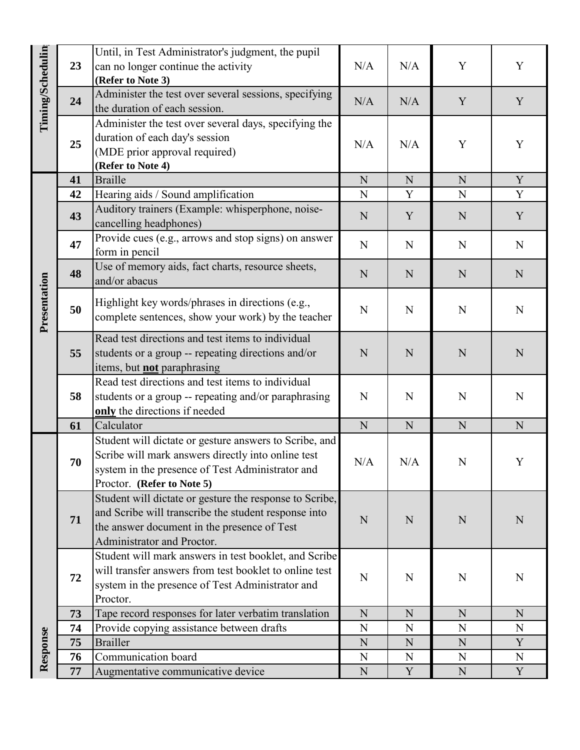| | | | | | | |
|---|---|---|---|---|---|---|
| Timing/Scheduling | 23 | Until, in Test Administrator's judgment, the pupil can no longer continue the activity **(Refer to Note 3)** | N/A | N/A | Y | Y |
| | 24 | Administer the test over several sessions, specifying the duration of each session. | N/A | N/A | Y | Y |
| | 25 | Administer the test over several days, specifying the duration of each day's session (MDE prior approval required) **(Refer to Note 4)** | N/A | N/A | Y | Y |
| Presentation | 41 | Braille | N | N | N | Y |
| | 42 | Hearing aids / Sound amplification | N | Y | N | Y |
| | 43 | Auditory trainers (Example: whisperphone, noise-cancelling headphones) | N | Y | N | Y |
| | 47 | Provide cues (e.g., arrows and stop signs) on answer form in pencil | N | N | N | N |
| | 48 | Use of memory aids, fact charts, resource sheets, and/or abacus | N | N | N | N |
| | 50 | Highlight key words/phrases in directions (e.g., complete sentences, show your work) by the teacher | N | N | N | N |
| | 55 | Read test directions and test items to individual students or a group -- repeating directions and/or items, but **not** paraphrasing | N | N | N | N |
| | 58 | Read test directions and test items to individual students or a group -- repeating and/or paraphrasing **only** the directions if needed | N | N | N | N |
| | 61 | Calculator | N | N | N | N |
| Response | 70 | Student will dictate or gesture answers to Scribe, and Scribe will mark answers directly into online test system in the presence of Test Administrator and Proctor. **(Refer to Note 5)** | N/A | N/A | N | Y |
| | 71 | Student will dictate or gesture the response to Scribe, and Scribe will transcribe the student response into the answer document in the presence of Test Administrator and Proctor. | N | N | N | N |
| | 72 | Student will mark answers in test booklet, and Scribe will transfer answers from test booklet to online test system in the presence of Test Administrator and Proctor. | N | N | N | N |
| | 73 | Tape record responses for later verbatim translation | N | N | N | N |
| | 74 | Provide copying assistance between drafts | N | N | N | N |
| | 75 | Brailler | N | N | N | Y |
| | 76 | Communication board | N | N | N | N |
| | 77 | Augmentative communicative device | N | Y | N | Y |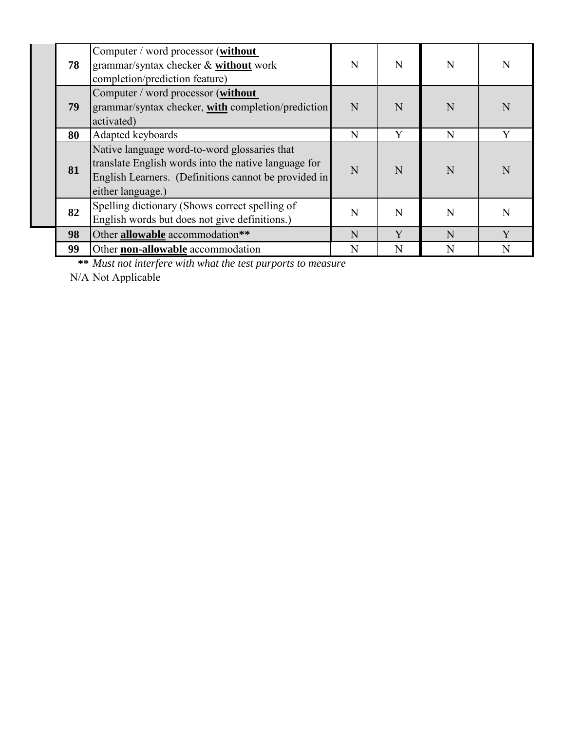| | | | | | |
|---|---|---|---|---|---|
| **78** | Computer / word processor (**without** grammar/syntax checker & **without** work completion/prediction feature) | N | N | N | N |
| **79** | Computer / word processor (**without** grammar/syntax checker, **with** completion/prediction activated) | N | N | N | N |
| **80** | Adapted keyboards | N | Y | N | Y |
| **81** | Native language word-to-word glossaries that translate English words into the native language for English Learners. (Definitions cannot be provided in either language.) | N | N | N | N |
| **82** | Spelling dictionary (Shows correct spelling of English words but does not give definitions.) | N | N | N | N |
| **98** | Other **allowable** accommodation** | N | Y | N | Y |
| **99** | Other **non-allowable** accommodation | N | N | N | N |

**\*\*** *Must not interfere with what the test purports to measure*

N/A Not Applicable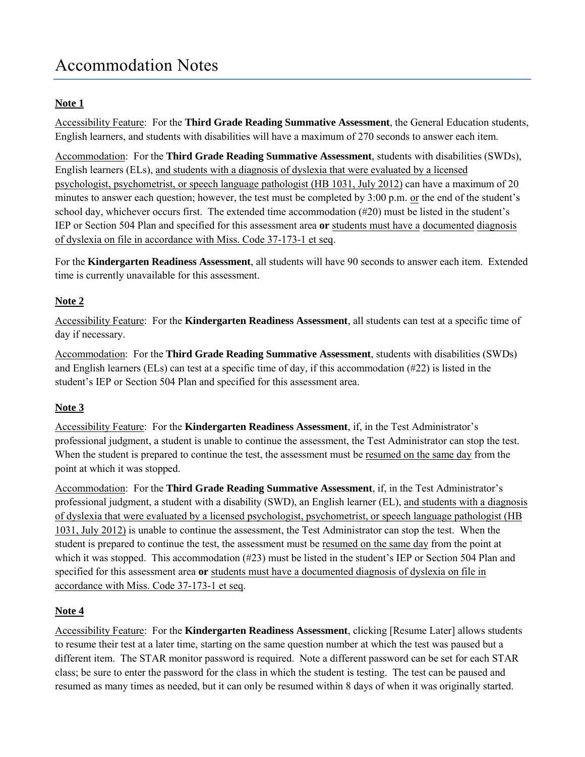# Accommodation Notes

**Note 1**

Accessibility Feature: For the **Third Grade Reading Summative Assessment**, the General Education students, English learners, and students with disabilities will have a maximum of 270 seconds to answer each item.

Accommodation: For the **Third Grade Reading Summative Assessment**, students with disabilities (SWDs), English learners (ELs), and students with a diagnosis of dyslexia that were evaluated by a licensed psychologist, psychometrist, or speech language pathologist (HB 1031, July 2012) can have a maximum of 20 minutes to answer each question; however, the test must be completed by 3:00 p.m. or the end of the student's school day, whichever occurs first. The extended time accommodation (#20) must be listed in the student's IEP or Section 504 Plan and specified for this assessment area **or** students must have a documented diagnosis of dyslexia on file in accordance with Miss. Code 37-173-1 et seq.

For the **Kindergarten Readiness Assessment**, all students will have 90 seconds to answer each item. Extended time is currently unavailable for this assessment.

**Note 2**

Accessibility Feature: For the **Kindergarten Readiness Assessment**, all students can test at a specific time of day if necessary.

Accommodation: For the **Third Grade Reading Summative Assessment**, students with disabilities (SWDs) and English learners (ELs) can test at a specific time of day, if this accommodation (#22) is listed in the student's IEP or Section 504 Plan and specified for this assessment area.

**Note 3**

Accessibility Feature: For the **Kindergarten Readiness Assessment**, if, in the Test Administrator's professional judgment, a student is unable to continue the assessment, the Test Administrator can stop the test. When the student is prepared to continue the test, the assessment must be resumed on the same day from the point at which it was stopped.

Accommodation: For the **Third Grade Reading Summative Assessment**, if, in the Test Administrator's professional judgment, a student with a disability (SWD), an English learner (EL), and students with a diagnosis of dyslexia that were evaluated by a licensed psychologist, psychometrist, or speech language pathologist (HB 1031, July 2012) is unable to continue the assessment, the Test Administrator can stop the test. When the student is prepared to continue the test, the assessment must be resumed on the same day from the point at which it was stopped. This accommodation (#23) must be listed in the student's IEP or Section 504 Plan and specified for this assessment area **or** students must have a documented diagnosis of dyslexia on file in accordance with Miss. Code 37-173-1 et seq.

**Note 4**

Accessibility Feature: For the **Kindergarten Readiness Assessment**, clicking [Resume Later] allows students to resume their test at a later time, starting on the same question number at which the test was paused but a different item. The STAR monitor password is required. Note a different password can be set for each STAR class; be sure to enter the password for the class in which the student is testing. The test can be paused and resumed as many times as needed, but it can only be resumed within 8 days of when it was originally started.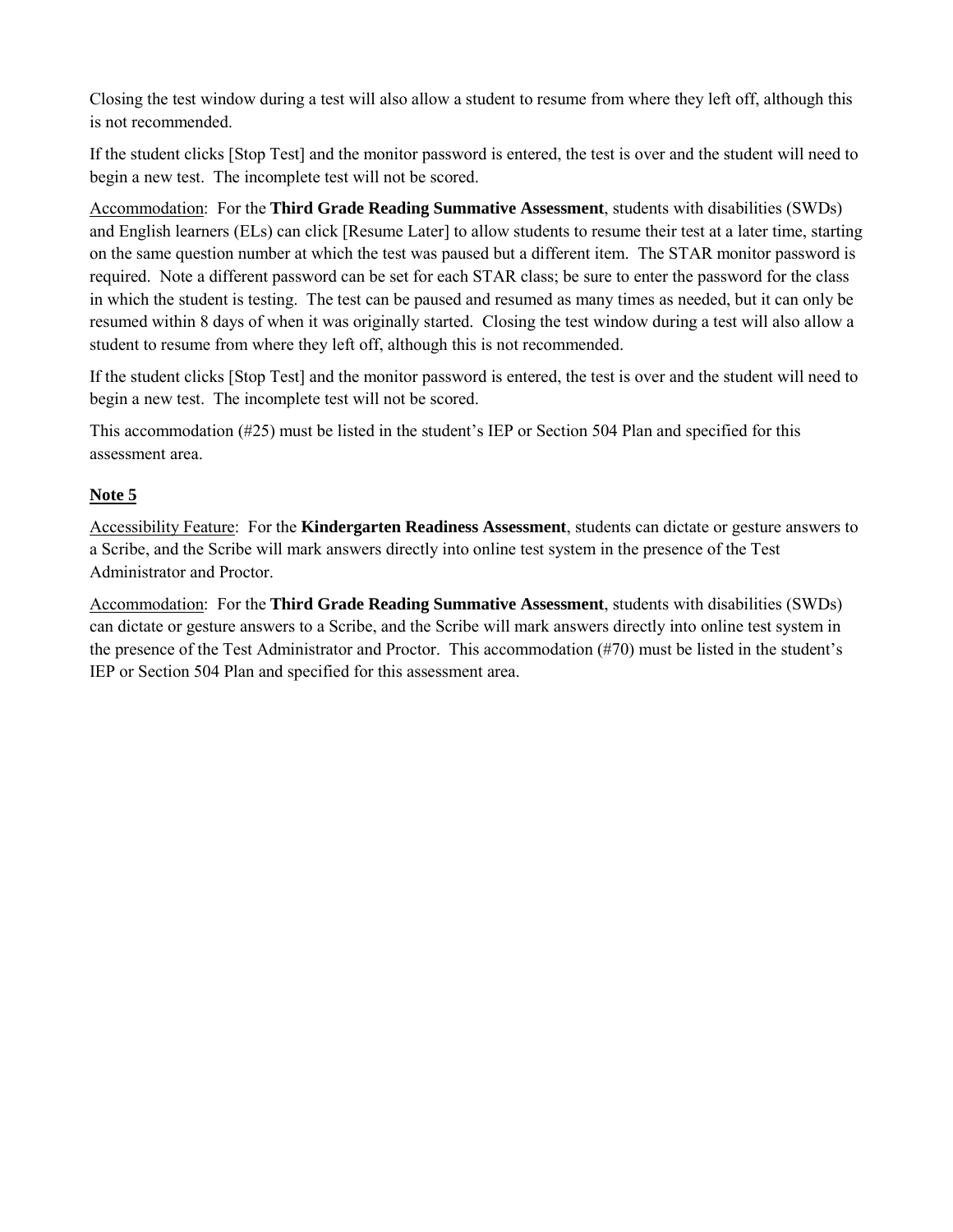Closing the test window during a test will also allow a student to resume from where they left off, although this is not recommended.

If the student clicks [Stop Test] and the monitor password is entered, the test is over and the student will need to begin a new test. The incomplete test will not be scored.

Accommodation: For the **Third Grade Reading Summative Assessment**, students with disabilities (SWDs) and English learners (ELs) can click [Resume Later] to allow students to resume their test at a later time, starting on the same question number at which the test was paused but a different item. The STAR monitor password is required. Note a different password can be set for each STAR class; be sure to enter the password for the class in which the student is testing. The test can be paused and resumed as many times as needed, but it can only be resumed within 8 days of when it was originally started. Closing the test window during a test will also allow a student to resume from where they left off, although this is not recommended.

If the student clicks [Stop Test] and the monitor password is entered, the test is over and the student will need to begin a new test. The incomplete test will not be scored.

This accommodation (#25) must be listed in the student's IEP or Section 504 Plan and specified for this assessment area.

## Note 5

Accessibility Feature: For the **Kindergarten Readiness Assessment**, students can dictate or gesture answers to a Scribe, and the Scribe will mark answers directly into online test system in the presence of the Test Administrator and Proctor.

Accommodation: For the **Third Grade Reading Summative Assessment**, students with disabilities (SWDs) can dictate or gesture answers to a Scribe, and the Scribe will mark answers directly into online test system in the presence of the Test Administrator and Proctor. This accommodation (#70) must be listed in the student's IEP or Section 504 Plan and specified for this assessment area.